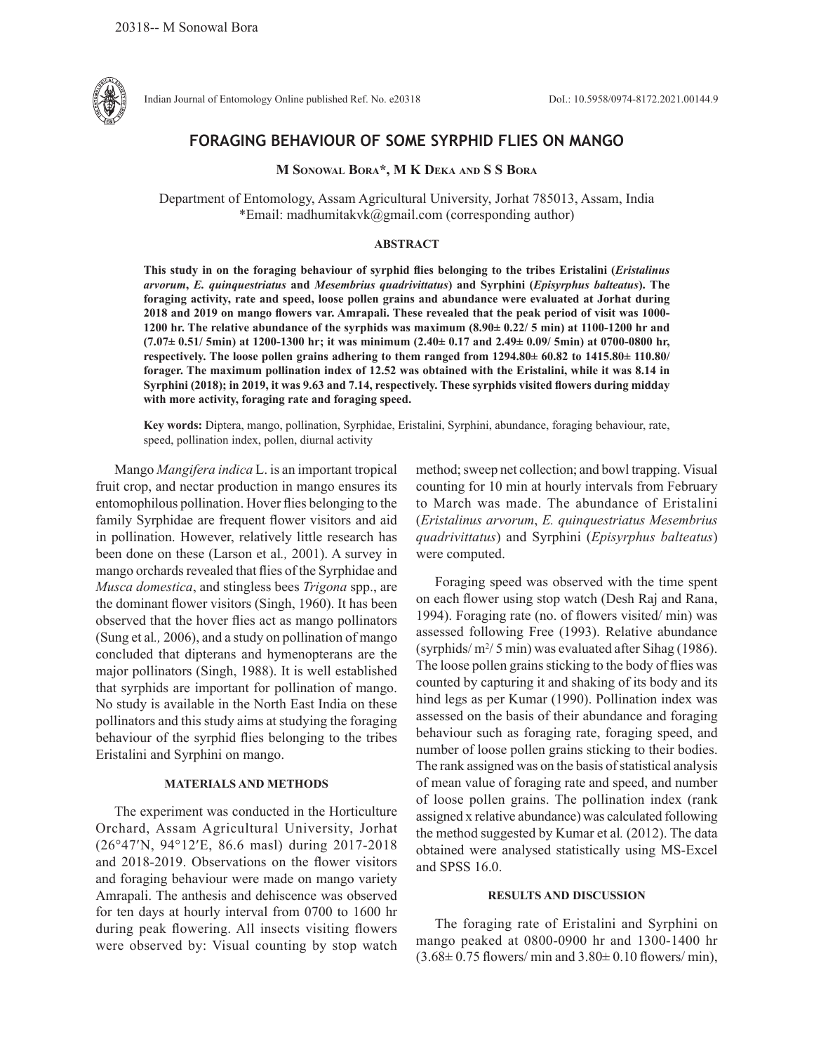# FORAGING BEHAVIOUR OF SOME SYRPHID FLIES ON MANGO

**M Sonowal Bora*, M K Deka and S S Bora**

Department of Entomology, Assam Agricultural University, Jorhat 785013, Assam, India
*Email: madhumitakvk@gmail.com (corresponding author)

### ABSTRACT

**This study in on the foraging behaviour of syrphid flies belonging to the tribes Eristalini (*Eristalinus arvorum*, *E. quinquestriatus* and *Mesembrius quadrivittatus*) and Syrphini (*Episyrphus balteatus*). The foraging activity, rate and speed, loose pollen grains and abundance were evaluated at Jorhat during 2018 and 2019 on mango flowers var. Amrapali. These revealed that the peak period of visit was 1000-1200 hr. The relative abundance of the syrphids was maximum (8.90± 0.22/ 5 min) at 1100-1200 hr and (7.07± 0.51/ 5min) at 1200-1300 hr; it was minimum (2.40± 0.17 and 2.49± 0.09/ 5min) at 0700-0800 hr, respectively. The loose pollen grains adhering to them ranged from 1294.80± 60.82 to 1415.80± 110.80/ forager. The maximum pollination index of 12.52 was obtained with the Eristalini, while it was 8.14 in Syrphini (2018); in 2019, it was 9.63 and 7.14, respectively. These syrphids visited flowers during midday with more activity, foraging rate and foraging speed.**

**Key words:** Diptera, mango, pollination, Syrphidae, Eristalini, Syrphini, abundance, foraging behaviour, rate, speed, pollination index, pollen, diurnal activity

Mango *Mangifera indica* L. is an important tropical fruit crop, and nectar production in mango ensures its entomophilous pollination. Hover flies belonging to the family Syrphidae are frequent flower visitors and aid in pollination. However, relatively little research has been done on these (Larson et al*.,* 2001). A survey in mango orchards revealed that flies of the Syrphidae and *Musca domestica*, and stingless bees *Trigona* spp., are the dominant flower visitors (Singh, 1960). It has been observed that the hover flies act as mango pollinators (Sung et al*.,* 2006), and a study on pollination of mango concluded that dipterans and hymenopterans are the major pollinators (Singh, 1988). It is well established that syrphids are important for pollination of mango. No study is available in the North East India on these pollinators and this study aims at studying the foraging behaviour of the syrphid flies belonging to the tribes Eristalini and Syrphini on mango.

### MATERIALS AND METHODS

The experiment was conducted in the Horticulture Orchard, Assam Agricultural University, Jorhat (26°47′N, 94°12′E, 86.6 masl) during 2017-2018 and 2018-2019. Observations on the flower visitors and foraging behaviour were made on mango variety Amrapali. The anthesis and dehiscence was observed for ten days at hourly interval from 0700 to 1600 hr during peak flowering. All insects visiting flowers were observed by: Visual counting by stop watch method; sweep net collection; and bowl trapping. Visual counting for 10 min at hourly intervals from February to March was made. The abundance of Eristalini (*Eristalinus arvorum*, *E. quinquestriatus Mesembrius quadrivittatus*) and Syrphini (*Episyrphus balteatus*) were computed.

Foraging speed was observed with the time spent on each flower using stop watch (Desh Raj and Rana, 1994). Foraging rate (no. of flowers visited/ min) was assessed following Free (1993). Relative abundance (syrphids/ $m^2$/ 5 min) was evaluated after Sihag (1986). The loose pollen grains sticking to the body of flies was counted by capturing it and shaking of its body and its hind legs as per Kumar (1990). Pollination index was assessed on the basis of their abundance and foraging behaviour such as foraging rate, foraging speed, and number of loose pollen grains sticking to their bodies. The rank assigned was on the basis of statistical analysis of mean value of foraging rate and speed, and number of loose pollen grains. The pollination index (rank assigned x relative abundance) was calculated following the method suggested by Kumar et al*.* (2012). The data obtained were analysed statistically using MS-Excel and SPSS 16.0.

### RESULTS AND DISCUSSION

The foraging rate of Eristalini and Syrphini on mango peaked at 0800-0900 hr and 1300-1400 hr (3.68± 0.75 flowers/ min and 3.80± 0.10 flowers/ min),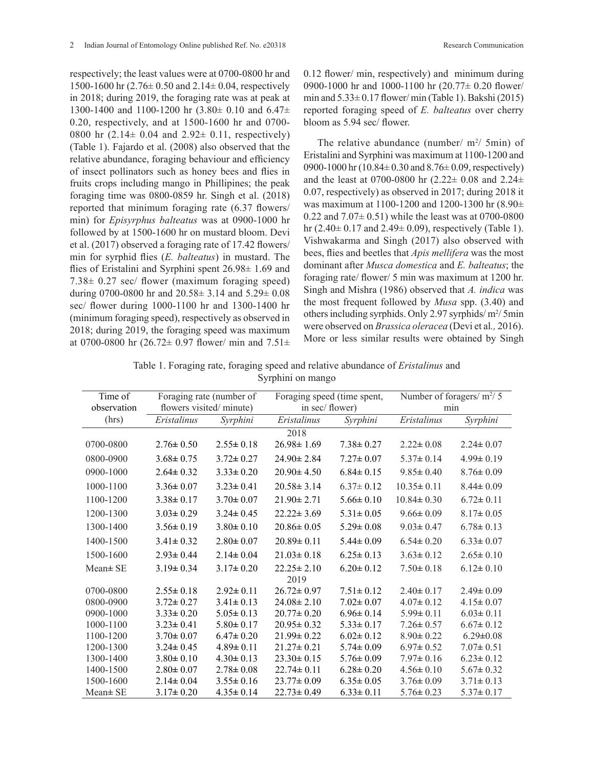respectively; the least values were at 0700-0800 hr and 1500-1600 hr (2.76± 0.50 and 2.14± 0.04, respectively in 2018; during 2019, the foraging rate was at peak at 1300-1400 and 1100-1200 hr (3.80± 0.10 and 6.47± 0.20, respectively, and at 1500-1600 hr and 0700-0800 hr (2.14± 0.04 and 2.92± 0.11, respectively) (Table 1). Fajardo et al. (2008) also observed that the relative abundance, foraging behaviour and efficiency of insect pollinators such as honey bees and flies in fruits crops including mango in Phillipines; the peak foraging time was 0800-0859 hr. Singh et al. (2018) reported that minimum foraging rate (6.37 flowers/ min) for *Episyrphus balteatus* was at 0900-1000 hr followed by at 1500-1600 hr on mustard bloom. Devi et al. (2017) observed a foraging rate of 17.42 flowers/ min for syrphid flies (*E. balteatus*) in mustard. The flies of Eristalini and Syrphini spent 26.98± 1.69 and 7.38± 0.27 sec/ flower (maximum foraging speed) during 0700-0800 hr and 20.58± 3.14 and 5.29± 0.08 sec/ flower during 1000-1100 hr and 1300-1400 hr (minimum foraging speed), respectively as observed in 2018; during 2019, the foraging speed was maximum at 0700-0800 hr (26.72± 0.97 flower/ min and 7.51± 0.12 flower/ min, respectively) and minimum during 0900-1000 hr and 1000-1100 hr (20.77± 0.20 flower/ min and 5.33± 0.17 flower/ min (Table 1). Bakshi (2015) reported foraging speed of *E. balteatus* over cherry bloom as 5.94 sec/ flower.

The relative abundance (number/ m$^2$/ 5min) of Eristalini and Syrphini was maximum at 1100-1200 and 0900-1000 hr (10.84± 0.30 and 8.76± 0.09, respectively) and the least at 0700-0800 hr (2.22± 0.08 and 2.24± 0.07, respectively) as observed in 2017; during 2018 it was maximum at 1100-1200 and 1200-1300 hr (8.90± 0.22 and 7.07± 0.51) while the least was at 0700-0800 hr (2.40± 0.17 and 2.49± 0.09), respectively (Table 1). Vishwakarma and Singh (2017) also observed with bees, flies and beetles that *Apis mellifera* was the most dominant after *Musca domestica* and *E. balteatus*; the foraging rate/ flower/ 5 min was maximum at 1200 hr. Singh and Mishra (1986) observed that *A. indica* was the most frequent followed by *Musa* spp. (3.40) and others including syrphids. Only 2.97 syrphids/ m$^2$/ 5min were observed on *Brassica oleracea* (Devi et al*.,* 2016). More or less similar results were obtained by Singh

Table 1. Foraging rate, foraging speed and relative abundance of *Eristalinus* and Syrphini on mango

| Time of observation (hrs) | Foraging rate (number of flowers visited/ minute) | | Foraging speed (time spent, in sec/ flower) | | Number of foragers/ m$^2$/ 5 min | |
|---|---|---|---|---|---|---|
| | *Eristalinus* | *Syrphini* | *Eristalinus* | *Syrphini* | *Eristalinus* | *Syrphini* |
| 2018 | | | | | | |
| 0700-0800 | 2.76± 0.50 | 2.55± 0.18 | 26.98± 1.69 | 7.38± 0.27 | 2.22± 0.08 | 2.24± 0.07 |
| 0800-0900 | 3.68± 0.75 | 3.72± 0.27 | 24.90± 2.84 | 7.27± 0.07 | 5.37± 0.14 | 4.99± 0.19 |
| 0900-1000 | 2.64± 0.32 | 3.33± 0.20 | 20.90± 4.50 | 6.84± 0.15 | 9.85± 0.40 | 8.76± 0.09 |
| 1000-1100 | 3.36± 0.07 | 3.23± 0.41 | 20.58± 3.14 | 6.37± 0.12 | 10.35± 0.11 | 8.44± 0.09 |
| 1100-1200 | 3.38± 0.17 | 3.70± 0.07 | 21.90± 2.71 | 5.66± 0.10 | 10.84± 0.30 | 6.72± 0.11 |
| 1200-1300 | 3.03± 0.29 | 3.24± 0.45 | 22.22± 3.69 | 5.31± 0.05 | 9.66± 0.09 | 8.17± 0.05 |
| 1300-1400 | 3.56± 0.19 | 3.80± 0.10 | 20.86± 0.05 | 5.29± 0.08 | 9.03± 0.47 | 6.78± 0.13 |
| 1400-1500 | 3.41± 0.32 | 2.80± 0.07 | 20.89± 0.11 | 5.44± 0.09 | 6.54± 0.20 | 6.33± 0.07 |
| 1500-1600 | 2.93± 0.44 | 2.14± 0.04 | 21.03± 0.18 | 6.25± 0.13 | 3.63± 0.12 | 2.65± 0.10 |
| Mean± SE | 3.19± 0.34 | 3.17± 0.20 | 22.25± 2.10 | 6.20± 0.12 | 7.50± 0.18 | 6.12± 0.10 |
| 2019 | | | | | | |
| 0700-0800 | 2.55± 0.18 | 2.92± 0.11 | 26.72± 0.97 | 7.51± 0.12 | 2.40± 0.17 | 2.49± 0.09 |
| 0800-0900 | 3.72± 0.27 | 3.41± 0.13 | 24.08± 2.10 | 7.02± 0.07 | 4.07± 0.12 | 4.15± 0.07 |
| 0900-1000 | 3.33± 0.20 | 5.05± 0.13 | 20.77± 0.20 | 6.96± 0.14 | 5.99± 0.11 | 6.03± 0.11 |
| 1000-1100 | 3.23± 0.41 | 5.80± 0.17 | 20.95± 0.32 | 5.33± 0.17 | 7.26± 0.57 | 6.67± 0.12 |
| 1100-1200 | 3.70± 0.07 | 6.47± 0.20 | 21.99± 0.22 | 6.02± 0.12 | 8.90± 0.22 | 6.29±0.08 |
| 1200-1300 | 3.24± 0.45 | 4.89± 0.11 | 21.27± 0.21 | 5.74± 0.09 | 6.97± 0.52 | 7.07± 0.51 |
| 1300-1400 | 3.80± 0.10 | 4.30± 0.13 | 23.30± 0.15 | 5.76± 0.09 | 7.97± 0.16 | 6.23± 0.12 |
| 1400-1500 | 2.80± 0.07 | 2.78± 0.08 | 22.74± 0.11 | 6.28± 0.20 | 4.56± 0.10 | 5.67± 0.32 |
| 1500-1600 | 2.14± 0.04 | 3.55± 0.16 | 23.77± 0.09 | 6.35± 0.05 | 3.76± 0.09 | 3.71± 0.13 |
| Mean± SE | 3.17± 0.20 | 4.35± 0.14 | 22.73± 0.49 | 6.33± 0.11 | 5.76± 0.23 | 5.37± 0.17 |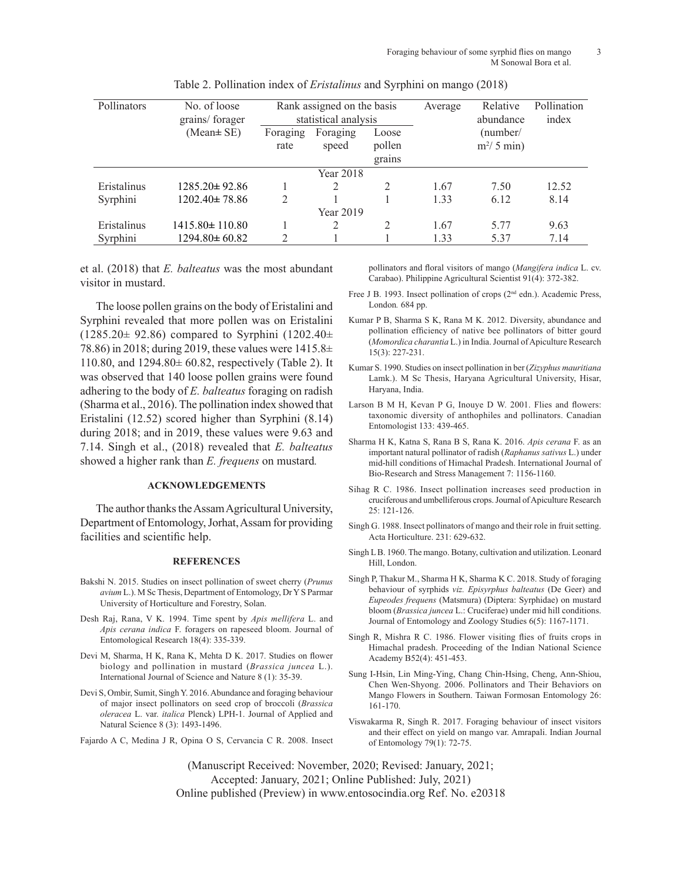Table 2. Pollination index of *Eristalinus* and Syrphini on mango (2018)

| Pollinators | No. of loose grains/ forager (Mean± SE) | Rank assigned on the basis statistical analysis | | | Average | Relative abundance (number/ $m^2$/ 5 min) | Pollination index |
|---|---|---|---|---|---|---|---|
| | | Foraging rate | Foraging speed | Loose pollen grains | | | |
| Year 2018 | | | | | | | |
| Eristalinus | 1285.20± 92.86 | 1 | 2 | 2 | 1.67 | 7.50 | 12.52 |
| Syrphini | 1202.40± 78.86 | 2 | 1 | 1 | 1.33 | 6.12 | 8.14 |
| Year 2019 | | | | | | | |
| Eristalinus | 1415.80± 110.80 | 1 | 2 | 2 | 1.67 | 5.77 | 9.63 |
| Syrphini | 1294.80± 60.82 | 2 | 1 | 1 | 1.33 | 5.37 | 7.14 |

et al. (2018) that *E. balteatus* was the most abundant visitor in mustard.

The loose pollen grains on the body of Eristalini and Syrphini revealed that more pollen was on Eristalini (1285.20± 92.86) compared to Syrphini (1202.40± 78.86) in 2018; during 2019, these values were 1415.8± 110.80, and 1294.80± 60.82, respectively (Table 2). It was observed that 140 loose pollen grains were found adhering to the body of *E. balteatus* foraging on radish (Sharma et al., 2016). The pollination index showed that Eristalini (12.52) scored higher than Syrphini (8.14) during 2018; and in 2019, these values were 9.63 and 7.14. Singh et al., (2018) revealed that *E. balteatus* showed a higher rank than *E. frequens* on mustard.

## ACKNOWLEDGEMENTS

The author thanks the Assam Agricultural University, Department of Entomology, Jorhat, Assam for providing facilities and scientific help.

## REFERENCES

Bakshi N. 2015. Studies on insect pollination of sweet cherry (*Prunus avium* L.). M Sc Thesis, Department of Entomology, Dr Y S Parmar University of Horticulture and Forestry, Solan.

Desh Raj, Rana, V K. 1994. Time spent by *Apis mellifera* L. and *Apis cerana indica* F. foragers on rapeseed bloom. Journal of Entomological Research 18(4): 335-339.

Devi M, Sharma, H K, Rana K, Mehta D K. 2017. Studies on flower biology and pollination in mustard (*Brassica juncea* L.). International Journal of Science and Nature 8 (1): 35-39.

Devi S, Ombir, Sumit, Singh Y. 2016. Abundance and foraging behaviour of major insect pollinators on seed crop of broccoli (*Brassica oleracea* L. var. *italica* Plenck) LPH-1. Journal of Applied and Natural Science 8 (3): 1493-1496.

Fajardo A C, Medina J R, Opina O S, Cervancia C R. 2008. Insect pollinators and floral visitors of mango (*Mangifera indica* L. cv. Carabao). Philippine Agricultural Scientist 91(4): 372-382.

Free J B. 1993. Insect pollination of crops (2nd edn.). Academic Press, London. 684 pp.

Kumar P B, Sharma S K, Rana M K. 2012. Diversity, abundance and pollination efficiency of native bee pollinators of bitter gourd (*Momordica charantia* L.) in India. Journal of Apiculture Research 15(3): 227-231.

Kumar S. 1990. Studies on insect pollination in ber (*Zizyphus mauritiana* Lamk.). M Sc Thesis, Haryana Agricultural University, Hisar, Haryana, India.

Larson B M H, Kevan P G, Inouye D W. 2001. Flies and flowers: taxonomic diversity of anthophiles and pollinators. Canadian Entomologist 133: 439-465.

Sharma H K, Katna S, Rana B S, Rana K. 2016. *Apis cerana* F. as an important natural pollinator of radish (*Raphanus sativus* L.) under mid-hill conditions of Himachal Pradesh. International Journal of Bio-Research and Stress Management 7: 1156-1160.

Sihag R C. 1986. Insect pollination increases seed production in cruciferous and umbelliferous crops. Journal of Apiculture Research 25: 121-126.

Singh G. 1988. Insect pollinators of mango and their role in fruit setting. Acta Horticulture. 231: 629-632.

Singh L B. 1960. The mango. Botany, cultivation and utilization. Leonard Hill, London.

Singh P, Thakur M., Sharma H K, Sharma K C. 2018. Study of foraging behaviour of syrphids *viz. Episyrphus balteatus* (De Geer) and *Eupeodes frequens* (Matsmura) (Diptera: Syrphidae) on mustard bloom (*Brassica juncea* L.: Cruciferae) under mid hill conditions. Journal of Entomology and Zoology Studies 6(5): 1167-1171.

Singh R, Mishra R C. 1986. Flower visiting flies of fruits crops in Himachal pradesh. Proceeding of the Indian National Science Academy B52(4): 451-453.

Sung I-Hsin, Lin Ming-Ying, Chang Chin-Hsing, Cheng, Ann-Shiou, Chen Wen-Shyong. 2006. Pollinators and Their Behaviors on Mango Flowers in Southern. Taiwan Formosan Entomology 26: 161-170.

Viswakarma R, Singh R. 2017. Foraging behaviour of insect visitors and their effect on yield on mango var. Amrapali. Indian Journal of Entomology 79(1): 72-75.

(Manuscript Received: November, 2020; Revised: January, 2021; Accepted: January, 2021; Online Published: July, 2021)
Online published (Preview) in www.entosocindia.org Ref. No. e20318